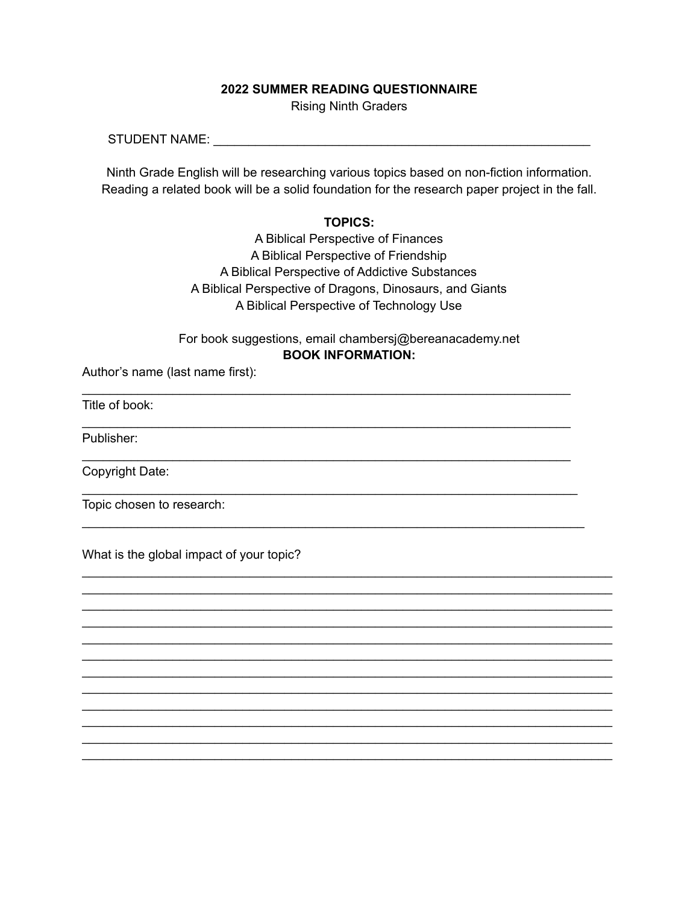**2022 SUMMER READING QUESTIONNAIRE**

Rising Ninth Graders

STUDENT NAME: ___________________________________________________________

Ninth Grade English will be researching various topics based on non-fiction information. Reading a related book will be a solid foundation for the research paper project in the fall.

**TOPICS:**

A Biblical Perspective of Finances
A Biblical Perspective of Friendship
A Biblical Perspective of Addictive Substances
A Biblical Perspective of Dragons, Dinosaurs, and Giants
A Biblical Perspective of Technology Use

For book suggestions, email chambersj@bereanacademy.net

**BOOK INFORMATION:**

Author's name (last name first):
___________________________________________________________________________

Title of book:
___________________________________________________________________________

Publisher:
___________________________________________________________________________

Copyright Date:
___________________________________________________________________________

Topic chosen to research:
___________________________________________________________________________

What is the global impact of your topic?
________________________________________________________________________________
________________________________________________________________________________
________________________________________________________________________________
________________________________________________________________________________
________________________________________________________________________________
________________________________________________________________________________
________________________________________________________________________________
________________________________________________________________________________
________________________________________________________________________________
________________________________________________________________________________
________________________________________________________________________________
________________________________________________________________________________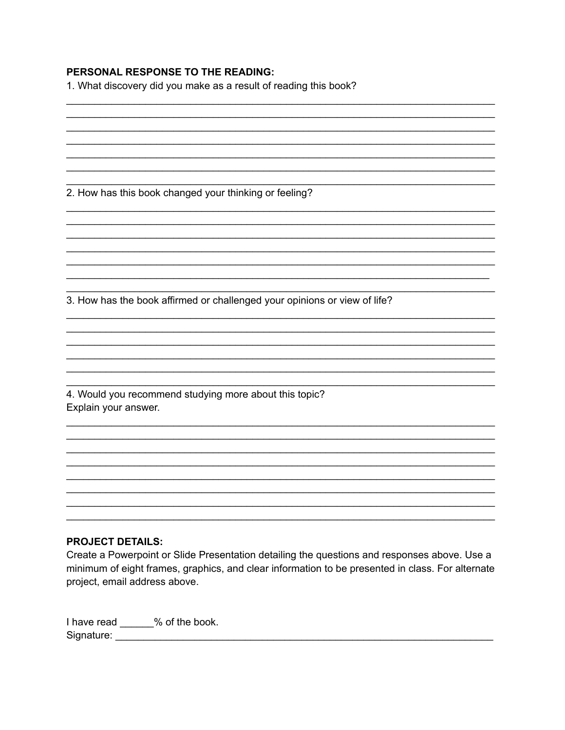**PERSONAL RESPONSE TO THE READING:**

1. What discovery did you make as a result of reading this book?

_______________________________________________________________________________
_______________________________________________________________________________
_______________________________________________________________________________
_______________________________________________________________________________
_______________________________________________________________________________
_______________________________________________________________________________
_______________________________________________________________________________

2. How has this book changed your thinking or feeling?

_______________________________________________________________________________
_______________________________________________________________________________
_______________________________________________________________________________
_______________________________________________________________________________
_______________________________________________________________________________
_______________________________________________________________________________
_______________________________________________________________________________

3. How has the book affirmed or challenged your opinions or view of life?

_______________________________________________________________________________
_______________________________________________________________________________
_______________________________________________________________________________
_______________________________________________________________________________
_______________________________________________________________________________
_______________________________________________________________________________

4. Would you recommend studying more about this topic?
Explain your answer.

_______________________________________________________________________________
_______________________________________________________________________________
_______________________________________________________________________________
_______________________________________________________________________________
_______________________________________________________________________________
_______________________________________________________________________________
_______________________________________________________________________________
_______________________________________________________________________________

**PROJECT DETAILS:**

Create a Powerpoint or Slide Presentation detailing the questions and responses above. Use a minimum of eight frames, graphics, and clear information to be presented in class. For alternate project, email address above.

I have read ______% of the book.
Signature: ______________________________________________________________________